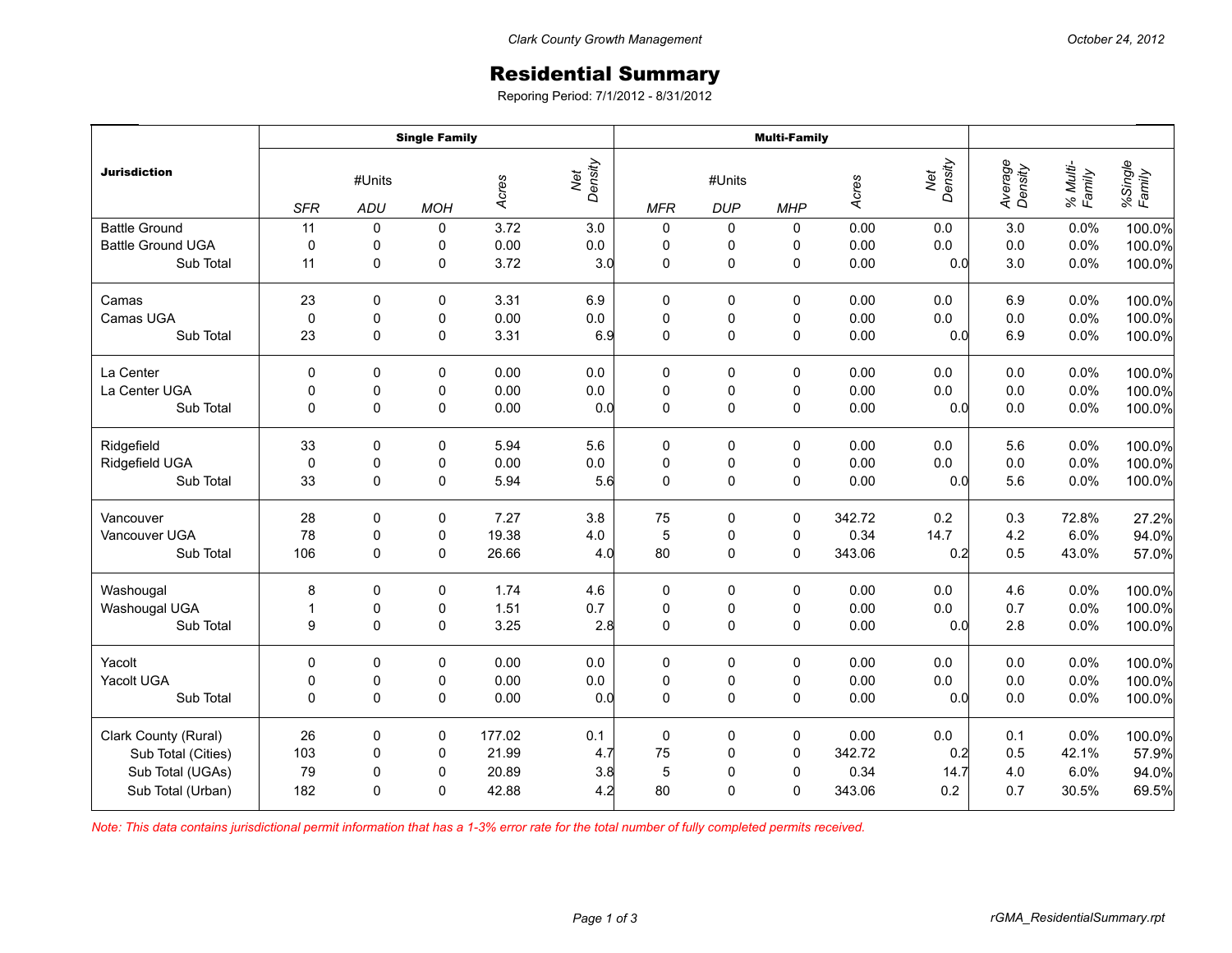Clark County Growth Management

October 24, 2012

# Residential Summary

Reporing Period: 7/1/2012 - 8/31/2012

| Jurisdiction | Single Family | | | | | Multi-Family | | | | | | | |
|---|---|---|---|---|---|---|---|---|---|---|---|---|---|
| | #Units | | | Acres | Net Density | #Units | | | Acres | Net Density | Average Density | % Multi-Family | %Single Family |
| | SFR | ADU | MOH | | | MFR | DUP | MHP | | | | | |
| Battle Ground | 11 | 0 | 0 | 3.72 | 3.0 | 0 | 0 | 0 | 0.00 | 0.0 | 3.0 | 0.0% | 100.0% |
| Battle Ground UGA | 0 | 0 | 0 | 0.00 | 0.0 | 0 | 0 | 0 | 0.00 | 0.0 | 0.0 | 0.0% | 100.0% |
| Sub Total | 11 | 0 | 0 | 3.72 | 3.0 | 0 | 0 | 0 | 0.00 | 0.0 | 3.0 | 0.0% | 100.0% |
| Camas | 23 | 0 | 0 | 3.31 | 6.9 | 0 | 0 | 0 | 0.00 | 0.0 | 6.9 | 0.0% | 100.0% |
| Camas UGA | 0 | 0 | 0 | 0.00 | 0.0 | 0 | 0 | 0 | 0.00 | 0.0 | 0.0 | 0.0% | 100.0% |
| Sub Total | 23 | 0 | 0 | 3.31 | 6.9 | 0 | 0 | 0 | 0.00 | 0.0 | 6.9 | 0.0% | 100.0% |
| La Center | 0 | 0 | 0 | 0.00 | 0.0 | 0 | 0 | 0 | 0.00 | 0.0 | 0.0 | 0.0% | 100.0% |
| La Center UGA | 0 | 0 | 0 | 0.00 | 0.0 | 0 | 0 | 0 | 0.00 | 0.0 | 0.0 | 0.0% | 100.0% |
| Sub Total | 0 | 0 | 0 | 0.00 | 0.0 | 0 | 0 | 0 | 0.00 | 0.0 | 0.0 | 0.0% | 100.0% |
| Ridgefield | 33 | 0 | 0 | 5.94 | 5.6 | 0 | 0 | 0 | 0.00 | 0.0 | 5.6 | 0.0% | 100.0% |
| Ridgefield UGA | 0 | 0 | 0 | 0.00 | 0.0 | 0 | 0 | 0 | 0.00 | 0.0 | 0.0 | 0.0% | 100.0% |
| Sub Total | 33 | 0 | 0 | 5.94 | 5.6 | 0 | 0 | 0 | 0.00 | 0.0 | 5.6 | 0.0% | 100.0% |
| Vancouver | 28 | 0 | 0 | 7.27 | 3.8 | 75 | 0 | 0 | 342.72 | 0.2 | 0.3 | 72.8% | 27.2% |
| Vancouver UGA | 78 | 0 | 0 | 19.38 | 4.0 | 5 | 0 | 0 | 0.34 | 14.7 | 4.2 | 6.0% | 94.0% |
| Sub Total | 106 | 0 | 0 | 26.66 | 4.0 | 80 | 0 | 0 | 343.06 | 0.2 | 0.5 | 43.0% | 57.0% |
| Washougal | 8 | 0 | 0 | 1.74 | 4.6 | 0 | 0 | 0 | 0.00 | 0.0 | 4.6 | 0.0% | 100.0% |
| Washougal UGA | 1 | 0 | 0 | 1.51 | 0.7 | 0 | 0 | 0 | 0.00 | 0.0 | 0.7 | 0.0% | 100.0% |
| Sub Total | 9 | 0 | 0 | 3.25 | 2.8 | 0 | 0 | 0 | 0.00 | 0.0 | 2.8 | 0.0% | 100.0% |
| Yacolt | 0 | 0 | 0 | 0.00 | 0.0 | 0 | 0 | 0 | 0.00 | 0.0 | 0.0 | 0.0% | 100.0% |
| Yacolt UGA | 0 | 0 | 0 | 0.00 | 0.0 | 0 | 0 | 0 | 0.00 | 0.0 | 0.0 | 0.0% | 100.0% |
| Sub Total | 0 | 0 | 0 | 0.00 | 0.0 | 0 | 0 | 0 | 0.00 | 0.0 | 0.0 | 0.0% | 100.0% |
| Clark County (Rural) | 26 | 0 | 0 | 177.02 | 0.1 | 0 | 0 | 0 | 0.00 | 0.0 | 0.1 | 0.0% | 100.0% |
| Sub Total (Cities) | 103 | 0 | 0 | 21.99 | 4.7 | 75 | 0 | 0 | 342.72 | 0.2 | 0.5 | 42.1% | 57.9% |
| Sub Total (UGAs) | 79 | 0 | 0 | 20.89 | 3.8 | 5 | 0 | 0 | 0.34 | 14.7 | 4.0 | 6.0% | 94.0% |
| Sub Total (Urban) | 182 | 0 | 0 | 42.88 | 4.2 | 80 | 0 | 0 | 343.06 | 0.2 | 0.7 | 30.5% | 69.5% |

*Note: This data contains jurisdictional permit information that has a 1-3% error rate for the total number of fully completed permits received.*

rGMA_ResidentialSummary.rpt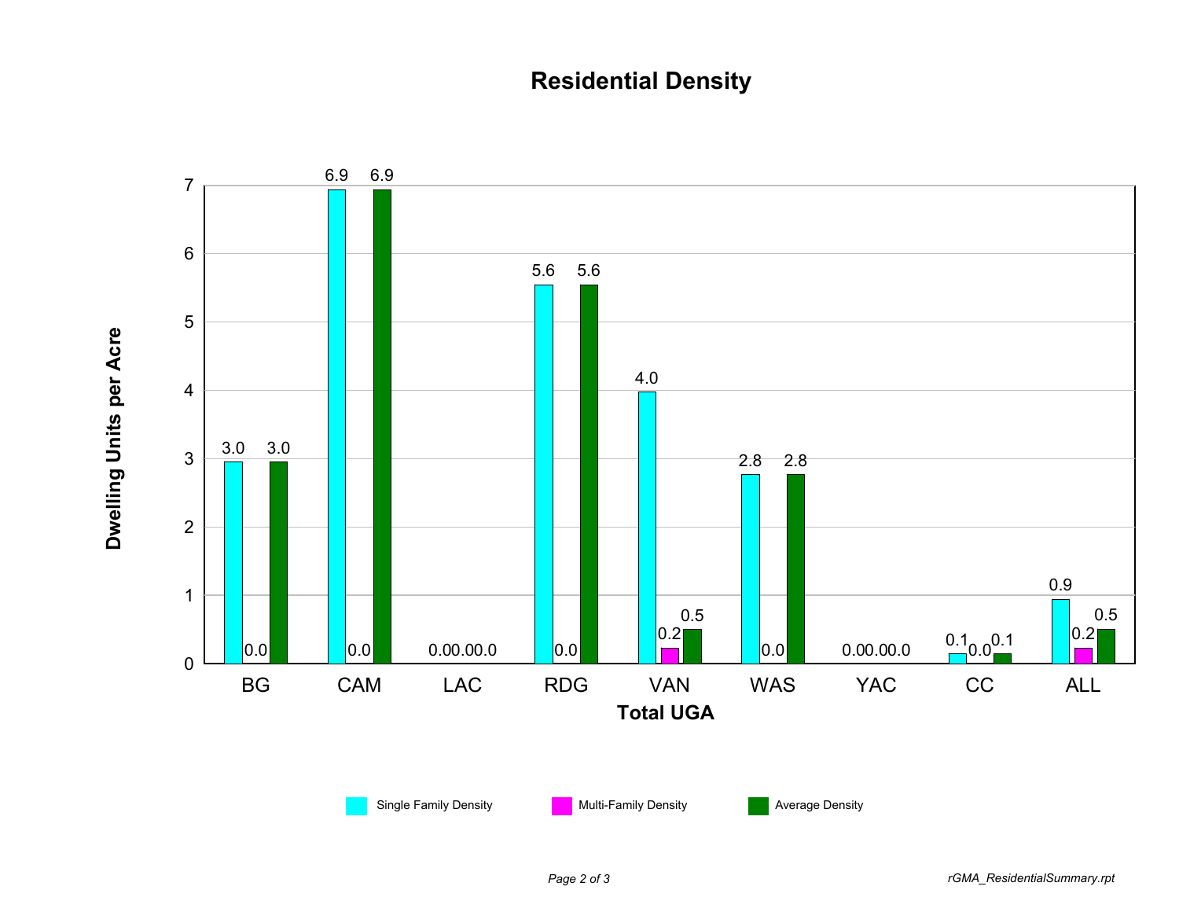# Residential Density

| Total UGA | Single Family Density | Multi-Family Density | Average Density |
|---|---|---|---|
| BG | 3.0 | 0.0 | 3.0 |
| CAM | 6.9 | 0.0 | 6.9 |
| LAC | 0.0 | 0.0 | 0.0 |
| RDG | 5.6 | 0.0 | 5.6 |
| VAN | 4.0 | 0.2 | 0.5 |
| WAS | 2.8 | 0.0 | 2.8 |
| YAC | 0.0 | 0.0 | 0.0 |
| CC | 0.1 | 0.0 | 0.1 |
| ALL | 0.9 | 0.2 | 0.5 |

Dwelling Units per Acre

*rGMA_ResidentialSummary.rpt*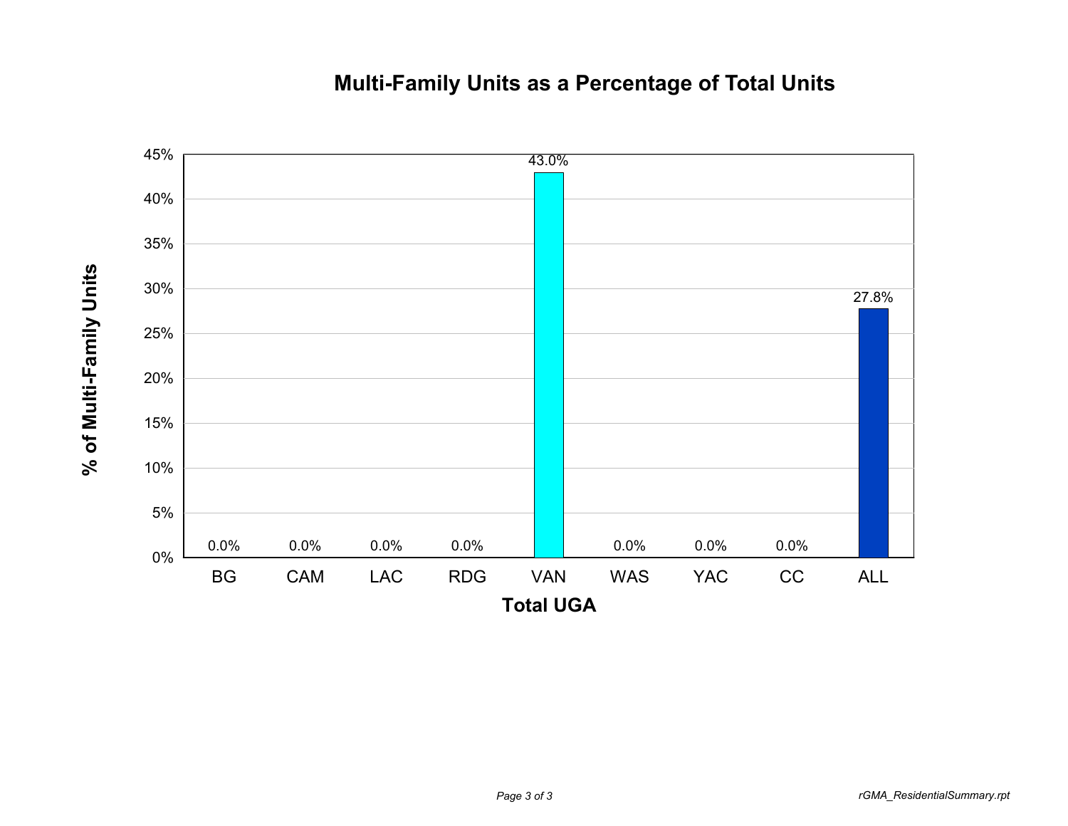# Multi-Family Units as a Percentage of Total Units

% of Multi-Family Units

45%
40%
35%
30%
25%
20%
15%
10%
5%
0%

0.0%
0.0%
0.0%
0.0%
43.0%
0.0%
0.0%
0.0%
27.8%

BG
CAM
LAC
RDG
VAN
WAS
YAC
CC
ALL

Total UGA

*rGMA_ResidentialSummary.rpt*